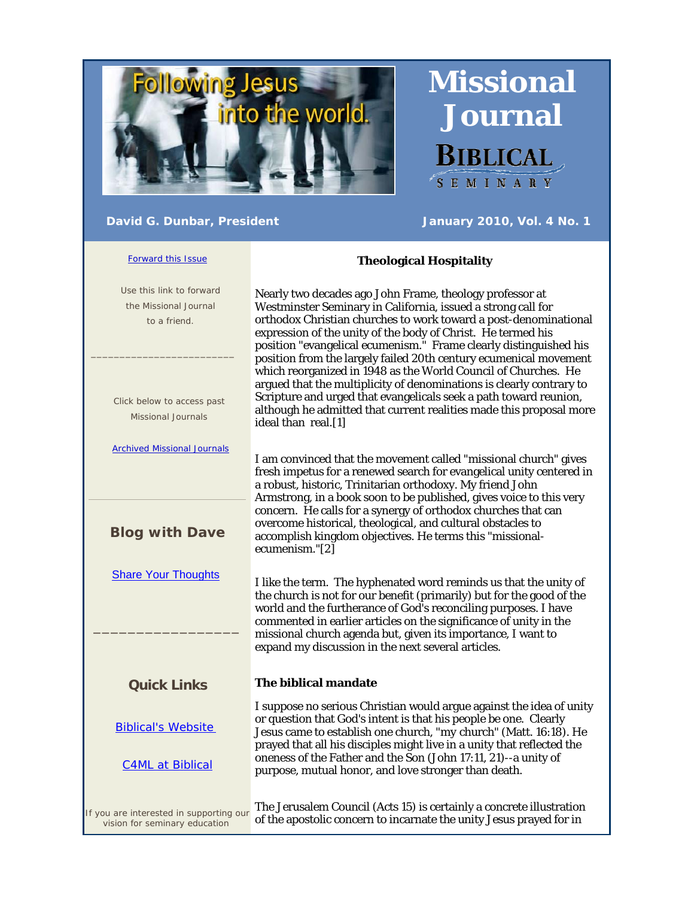# Missional Journal

**BIBLICAL SEMINARY**

Following Jesus into the world.

**David G. Dunbar, President**

**January 2010, Vol. 4 No. 1**

[Forward this Issue](#)

Use this link to forward the Missional Journal to a friend.

Click below to access past Missional Journals

[Archived Missional Journals](#)

### Blog with Dave

[Share Your Thoughts](#)

### Quick Links

[Biblical's Website](#)

[C4ML at Biblical](#)

If you are interested in supporting our vision for seminary education

## Theological Hospitality

Nearly two decades ago John Frame, theology professor at Westminster Seminary in California, issued a strong call for orthodox Christian churches to work toward a post-denominational expression of the unity of the body of Christ. He termed his position "evangelical ecumenism." Frame clearly distinguished his position from the largely failed 20th century ecumenical movement which reorganized in 1948 as the World Council of Churches. He argued that the multiplicity of denominations is clearly contrary to Scripture and urged that evangelicals seek a path toward reunion, although he admitted that current realities made this proposal more ideal than real.[1]

I am convinced that the movement called "missional church" gives fresh impetus for a renewed search for evangelical unity centered in a robust, historic, Trinitarian orthodoxy. My friend John Armstrong, in a book soon to be published, gives voice to this very concern. He calls for a synergy of orthodox churches that can overcome historical, theological, and cultural obstacles to accomplish kingdom objectives. He terms this "missional-ecumenism."[2]

I like the term. The hyphenated word reminds us that the unity of the church is not for our benefit (primarily) but for the good of the world and the furtherance of God's reconciling purposes. I have commented in earlier articles on the significance of unity in the missional church agenda but, given its importance, I want to expand my discussion in the next several articles.

### The biblical mandate

I suppose no serious Christian would argue against the idea of unity or question that God's intent is that his people be one. Clearly Jesus came to establish one church, "my church" (Matt. 16:18). He prayed that all his disciples might live in a unity that reflected the oneness of the Father and the Son (John 17:11, 21)--a unity of purpose, mutual honor, and love stronger than death.

The Jerusalem Council (Acts 15) is certainly a concrete illustration of the apostolic concern to incarnate the unity Jesus prayed for in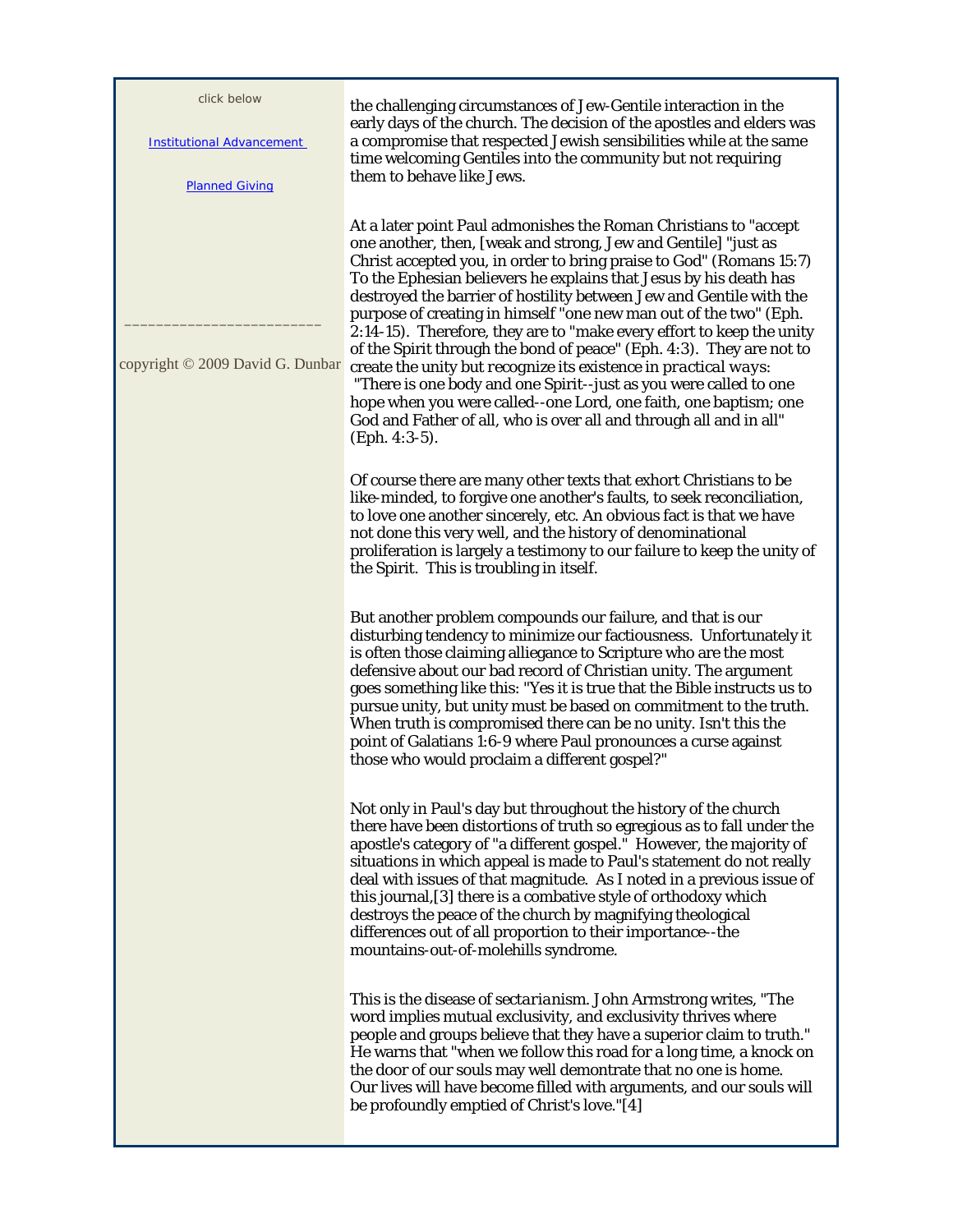click below

Institutional Advancement

Planned Giving

________________________

copyright © 2009 David G. Dunbar

the challenging circumstances of Jew-Gentile interaction in the early days of the church. The decision of the apostles and elders was a compromise that respected Jewish sensibilities while at the same time welcoming Gentiles into the community but not requiring them to behave like Jews.

At a later point Paul admonishes the Roman Christians to "accept one another, then, [weak and strong, Jew and Gentile] "just as Christ accepted you, in order to bring praise to God" (Romans 15:7) To the Ephesian believers he explains that Jesus by his death has destroyed the barrier of hostility between Jew and Gentile with the purpose of creating in himself "one new man out of the two" (Eph. 2:14-15). Therefore, they are to "make every effort to keep the unity of the Spirit through the bond of peace" (Eph. 4:3). They are not to create the unity but *recognize its existence in practical ways*: "There is one body and one Spirit--just as you were called to one hope when you were called--one Lord, one faith, one baptism; one God and Father of all, who is over all and through all and in all" (Eph. 4:3-5).

Of course there are many other texts that exhort Christians to be like-minded, to forgive one another's faults, to seek reconciliation, to love one another sincerely, etc. An obvious fact is that we have not done this very well, and the history of denominational proliferation is largely a testimony to our failure to keep the unity of the Spirit. This is troubling in itself.

But another problem compounds our failure, and that is our disturbing tendency to minimize our factiousness. Unfortunately it is often those claiming alliegance to Scripture who are the most defensive about our bad record of Christian unity. The argument goes something like this: "Yes it is true that the Bible instructs us to pursue unity, but unity must be based on commitment to the truth. When truth is compromised there can be no unity. Isn't this the point of Galatians 1:6-9 where Paul pronounces a curse against those who would proclaim a different gospel?"

Not only in Paul's day but throughout the history of the church there have been distortions of truth so egregious as to fall under the apostle's category of "a different gospel." However, the majority of situations in which appeal is made to Paul's statement do not really deal with issues of that magnitude. As I noted in a previous issue of this journal,[3] there is a combative style of orthodoxy which destroys the peace of the church by magnifying theological differences out of all proportion to their importance--the mountains-out-of-molehills syndrome.

This is the disease of *sectarianism*. John Armstrong writes, "The word implies mutual exclusivity, and exclusivity thrives where people and groups believe that they have a superior claim to truth." He warns that "when we follow this road for a long time, a knock on the door of our souls may well demontrate that no one is home. Our lives will have become filled with arguments, and our souls will be profoundly emptied of Christ's love."[4]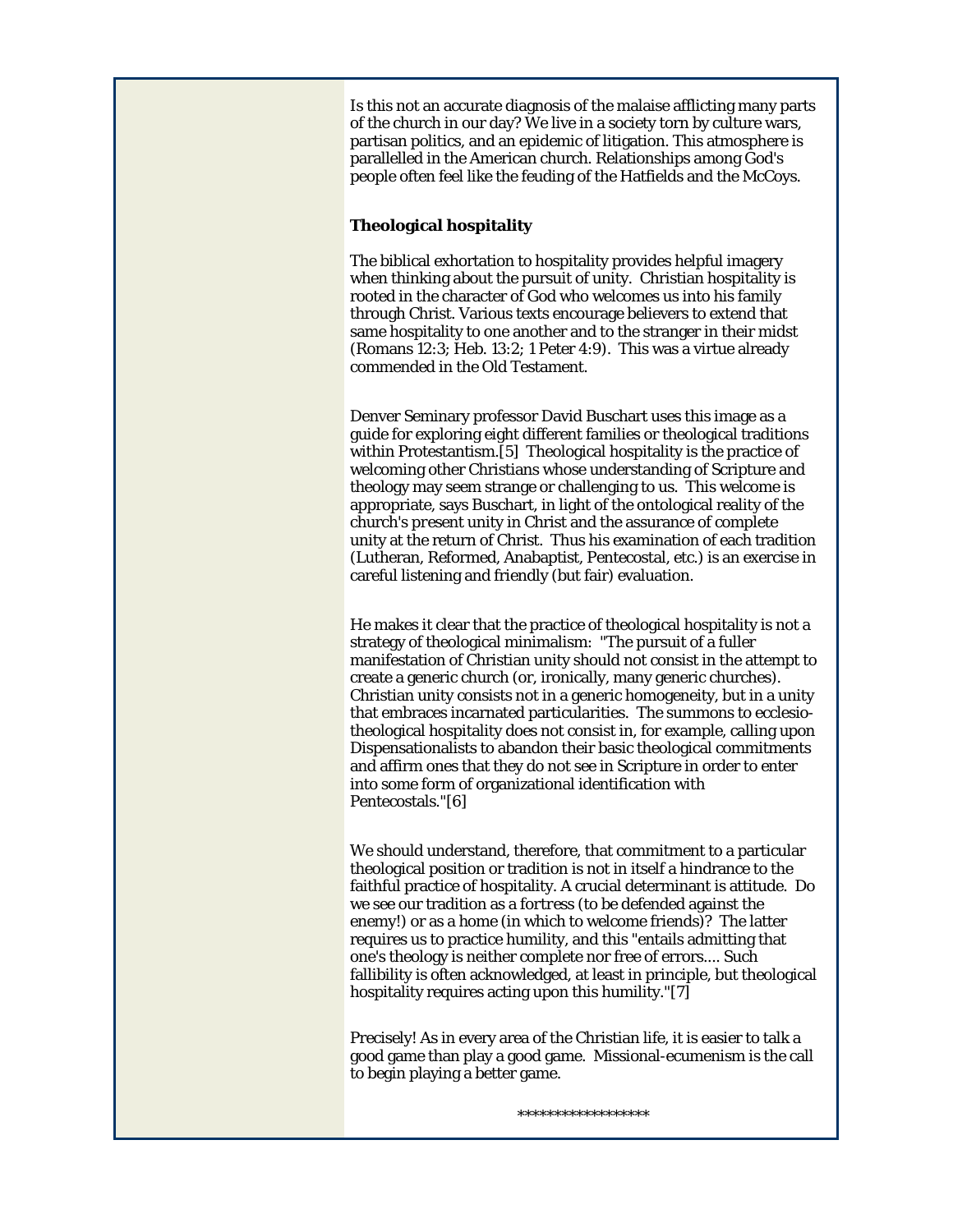Is this not an accurate diagnosis of the malaise afflicting many parts of the church in our day? We live in a society torn by culture wars, partisan politics, and an epidemic of litigation. This atmosphere is parallelled in the American church. Relationships among God's people often feel like the feuding of the Hatfields and the McCoys.

**Theological hospitality**

The biblical exhortation to hospitality provides helpful imagery when thinking about the pursuit of unity. Christian hospitality is rooted in the character of God who welcomes us into his family through Christ. Various texts encourage believers to extend that same hospitality to one another and to the stranger in their midst (Romans 12:3; Heb. 13:2; 1 Peter 4:9). This was a virtue already commended in the Old Testament.

Denver Seminary professor David Buschart uses this image as a guide for exploring eight different families or theological traditions within Protestantism.[5] Theological hospitality is the practice of welcoming other Christians whose understanding of Scripture and theology may seem strange or challenging to us. This welcome is appropriate, says Buschart, in light of the ontological reality of the church's present unity in Christ and the assurance of complete unity at the return of Christ. Thus his examination of each tradition (Lutheran, Reformed, Anabaptist, Pentecostal, etc.) is an exercise in careful listening and friendly (but fair) evaluation.

He makes it clear that the practice of theological hospitality is not a strategy of theological minimalism: "The pursuit of a fuller manifestation of Christian unity should not consist in the attempt to create a generic church (or, ironically, many generic churches). Christian unity consists not in a generic homogeneity, but in a unity that embraces incarnated particularities. The summons to ecclesio-theological hospitality does not consist in, for example, calling upon Dispensationalists to abandon their basic theological commitments and affirm ones that they do not see in Scripture in order to enter into some form of organizational identification with Pentecostals."[6]

We should understand, therefore, that commitment to a particular theological position or tradition is not in itself a hindrance to the faithful practice of hospitality. A crucial determinant is attitude. Do we see our tradition as a fortress (to be defended against the enemy!) or as a home (in which to welcome friends)? The latter requires us to practice humility, and this "entails admitting that one's theology is neither complete nor free of errors.... Such fallibility is often acknowledged, at least in principle, but theological hospitality requires acting upon this humility."[7]

Precisely! As in every area of the Christian life, it is easier to talk a good game than play a good game. Missional-ecumenism is the call to begin playing a better game.

*****************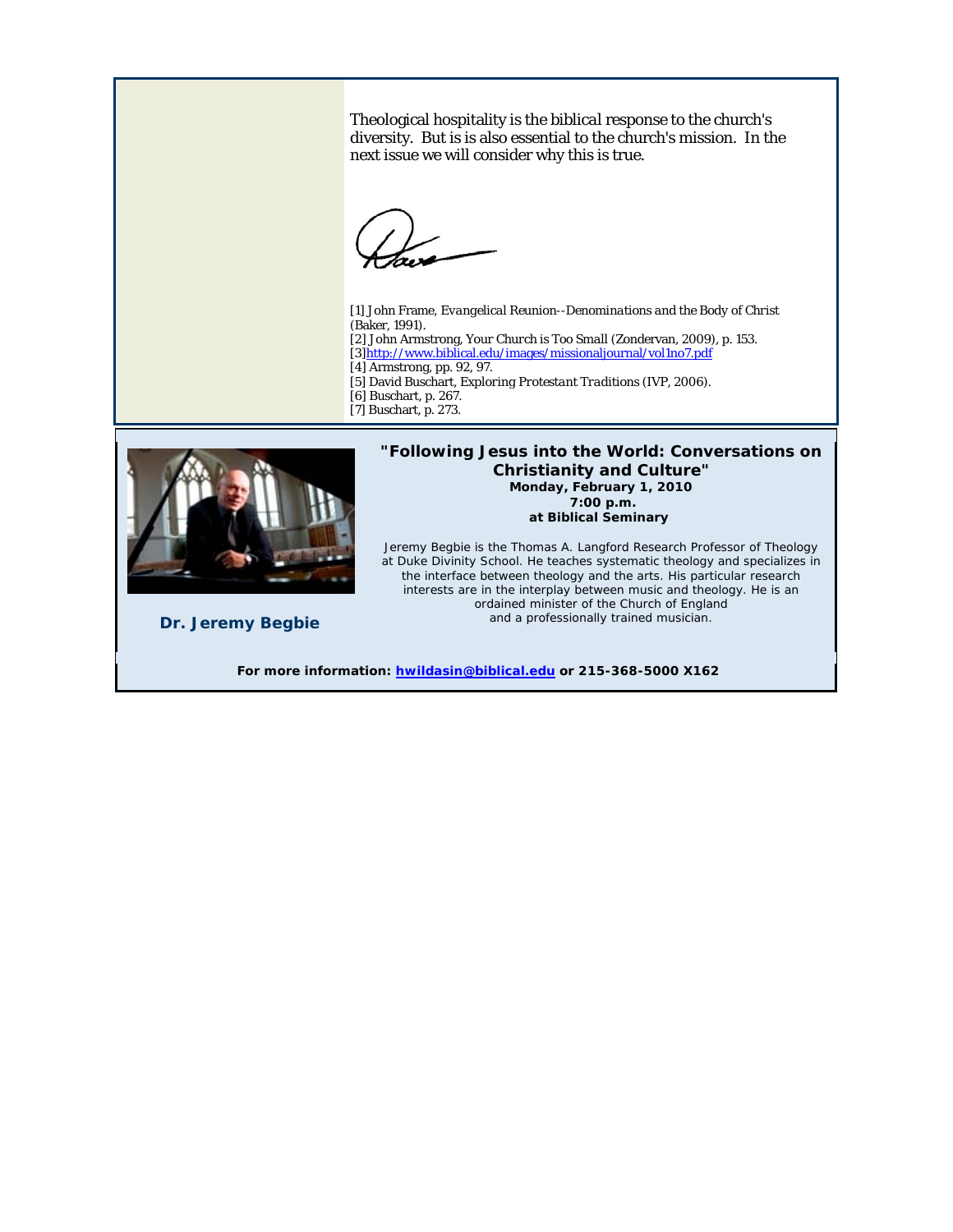Theological hospitality is the biblical response to the church's diversity. But is is also essential to the church's mission. In the next issue we will consider why this is true.

Dave

[1] John Frame, *Evangelical Reunion--Denominations and the Body of Christ* (Baker, 1991).
[2] John Armstrong, *Your Church is Too Small* (Zondervan, 2009), p. 153.
[3]http://www.biblical.edu/images/missionaljournal/vol1no7.pdf
[4] Armstrong, pp. 92, 97.
[5] David Buschart, *Exploring Protestant Traditions* (IVP, 2006).
[6] Buschart, p. 267.
[7] Buschart, p. 273.

**Dr. Jeremy Begbie**

## "Following Jesus into the World: Conversations on Christianity and Culture"

**Monday, February 1, 2010**
**7:00 p.m.**
**at Biblical Seminary**

Jeremy Begbie is the Thomas A. Langford Research Professor of Theology at Duke Divinity School. He teaches systematic theology and specializes in the interface between theology and the arts. His particular research interests are in the interplay between music and theology. He is an ordained minister of the Church of England and a professionally trained musician.

**For more information: hwildasin@biblical.edu or 215-368-5000 X162**